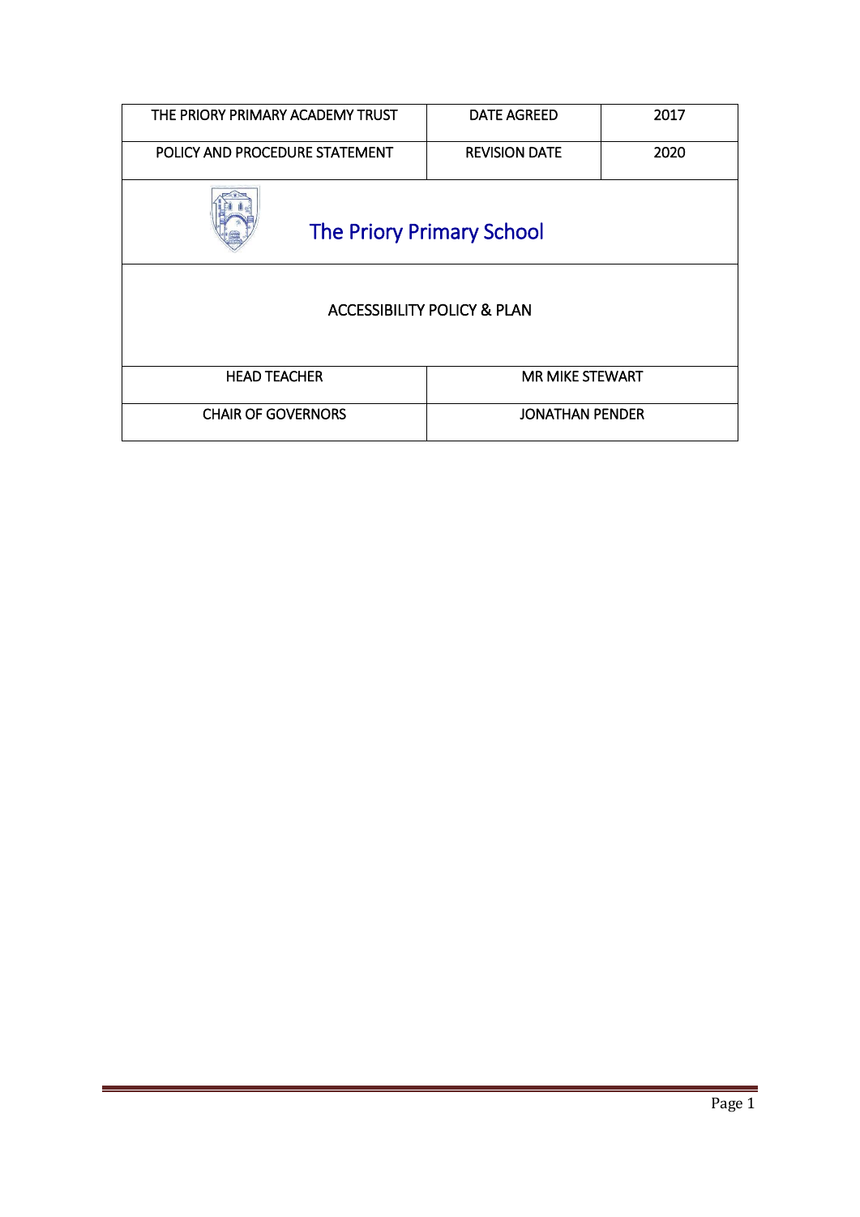| THE PRIORY PRIMARY ACADEMY TRUST | DATE AGREED | 2017 |
| --- | --- | --- |
| POLICY AND PROCEDURE STATEMENT | REVISION DATE | 2020 |

# The Priory Primary School

## ACCESSIBILITY POLICY & PLAN

| HEAD TEACHER | MR MIKE STEWART |
| --- | --- |
| CHAIR OF GOVERNORS | JONATHAN PENDER |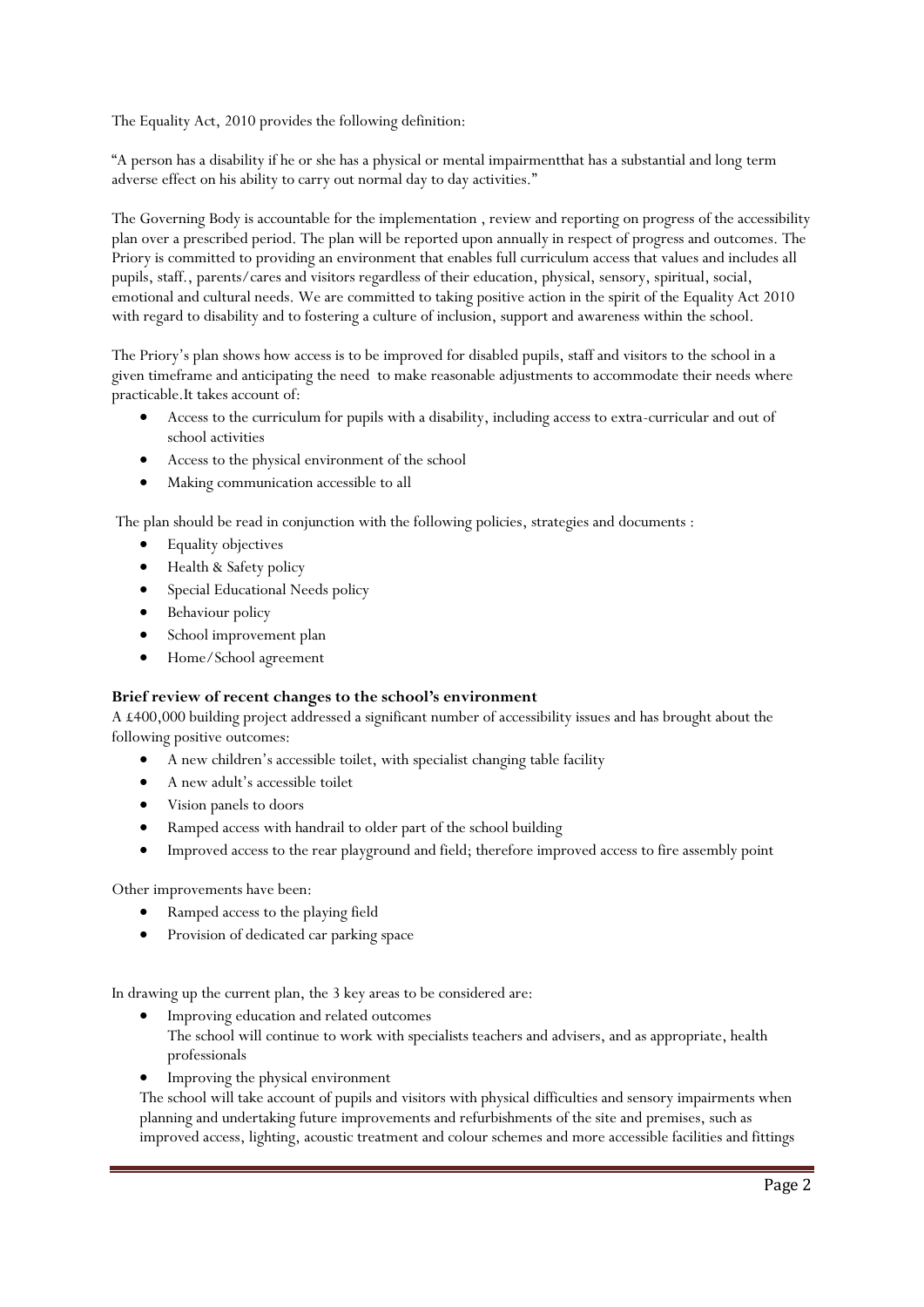The Equality Act, 2010 provides the following definition:

"A person has a disability if he or she has a physical or mental impairmentthat has a substantial and long term adverse effect on his ability to carry out normal day to day activities."

The Governing Body is accountable for the implementation , review and reporting on progress of the accessibility plan over a prescribed period. The plan will be reported upon annually in respect of progress and outcomes. The Priory is committed to providing an environment that enables full curriculum access that values and includes all pupils, staff., parents/cares and visitors regardless of their education, physical, sensory, spiritual, social, emotional and cultural needs. We are committed to taking positive action in the spirit of the Equality Act 2010 with regard to disability and to fostering a culture of inclusion, support and awareness within the school.

The Priory's plan shows how access is to be improved for disabled pupils, staff and visitors to the school in a given timeframe and anticipating the need to make reasonable adjustments to accommodate their needs where practicable.It takes account of:

- Access to the curriculum for pupils with a disability, including access to extra-curricular and out of school activities
- Access to the physical environment of the school
- Making communication accessible to all

The plan should be read in conjunction with the following policies, strategies and documents :

- Equality objectives
- Health & Safety policy
- Special Educational Needs policy
- Behaviour policy
- School improvement plan
- Home/School agreement

**Brief review of recent changes to the school's environment**

A £400,000 building project addressed a significant number of accessibility issues and has brought about the following positive outcomes:

- A new children's accessible toilet, with specialist changing table facility
- A new adult's accessible toilet
- Vision panels to doors
- Ramped access with handrail to older part of the school building
- Improved access to the rear playground and field; therefore improved access to fire assembly point

Other improvements have been:

- Ramped access to the playing field
- Provision of dedicated car parking space

In drawing up the current plan, the 3 key areas to be considered are:

- Improving education and related outcomes
  The school will continue to work with specialists teachers and advisers, and as appropriate, health professionals
- Improving the physical environment
  The school will take account of pupils and visitors with physical difficulties and sensory impairments when planning and undertaking future improvements and refurbishments of the site and premises, such as improved access, lighting, acoustic treatment and colour schemes and more accessible facilities and fittings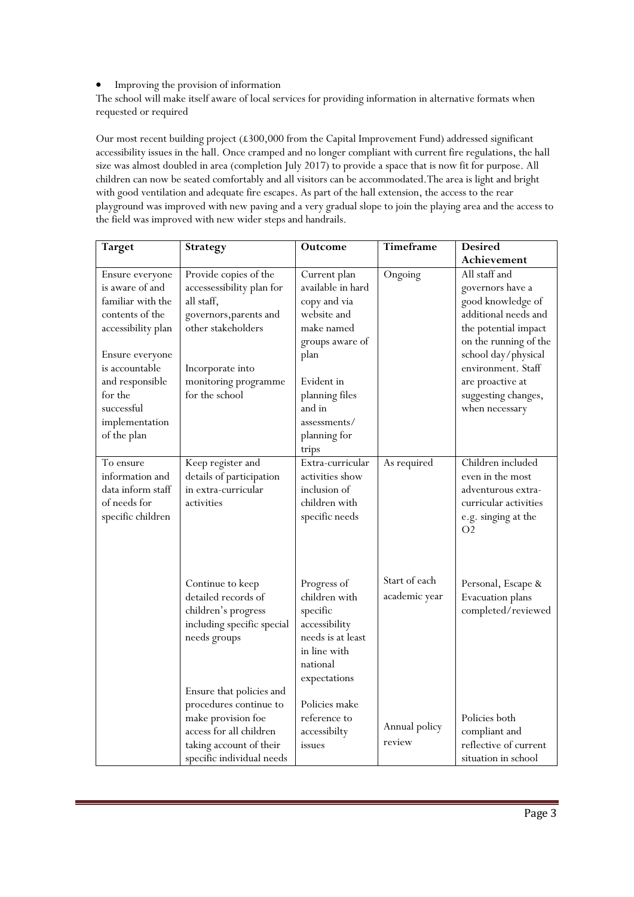- Improving the provision of information

The school will make itself aware of local services for providing information in alternative formats when requested or required

Our most recent building project (£300,000 from the Capital Improvement Fund) addressed significant accessibility issues in the hall. Once cramped and no longer compliant with current fire regulations, the hall size was almost doubled in area (completion July 2017) to provide a space that is now fit for purpose. All children can now be seated comfortably and all visitors can be accommodated.The area is light and bright with good ventilation and adequate fire escapes. As part of the hall extension, the access to the rear playground was improved with new paving and a very gradual slope to join the playing area and the access to the field was improved with new wider steps and handrails.

| Target | Strategy | Outcome | Timeframe | Desired Achievement |
|---|---|---|---|---|
| Ensure everyone is aware of and familiar with the contents of the accessibility plan<br><br>Ensure everyone is accountable and responsible for the successful implementation of the plan | Provide copies of the accessessibility plan for all staff, governors,parents and other stakeholders<br><br>Incorporate into monitoring programme for the school | Current plan available in hard copy and via website and make named groups aware of plan<br><br>Evident in planning files and in assessments/ planning for trips | Ongoing | All staff and governors have a good knowledge of additional needs and the potential impact on the running of the school day/physical environment. Staff are proactive at suggesting changes, when necessary |
| To ensure information and data inform staff of needs for specific children | Keep register and details of participation in extra-curricular activities | Extra-curricular activities show inclusion of children with specific needs | As required | Children included even in the most adventurous extra-curricular activities e.g. singing at the O2 |
| | Continue to keep detailed records of children's progress including specific special needs groups | Progress of children with specific accessibility needs is at least in line with national expectations | Start of each academic year | Personal, Escape & Evacuation plans completed/reviewed |
| | Ensure that policies and procedures continue to make provision foe access for all children taking account of their specific individual needs | Policies make reference to accessibilty issues | Annual policy review | Policies both compliant and reflective of current situation in school |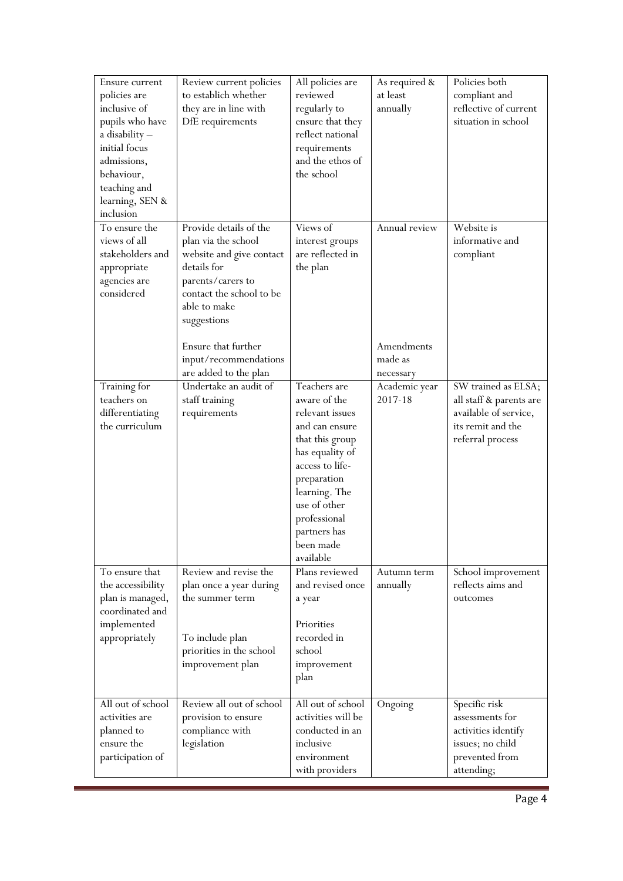| | | | | |
|---|---|---|---|---|
| Ensure current policies are inclusive of pupils who have a disability – initial focus admissions, behaviour, teaching and learning, SEN & inclusion | Review current policies to establich whether they are in line with DfE requirements | All policies are reviewed regularly to ensure that they reflect national requirements and the ethos of the school | As required & at least annually | Policies both compliant and reflective of current situation in school |
| To ensure the views of all stakeholders and appropriate agencies are considered | Provide details of the plan via the school website and give contact details for parents/carers to contact the school to be able to make suggestions<br><br>Ensure that further input/recommendations are added to the plan | Views of interest groups are reflected in the plan | Annual review<br><br>Amendments made as necessary | Website is informative and compliant |
| Training for teachers on differentiating the curriculum | Undertake an audit of staff training requirements | Teachers are aware of the relevant issues and can ensure that this group has equality of access to life-preparation learning. The use of other professional partners has been made available | Academic year 2017-18 | SW trained as ELSA; all staff & parents are available of service, its remit and the referral process |
| To ensure that the accessibility plan is managed, coordinated and implemented appropriately | Review and revise the plan once a year during the summer term<br><br>To include plan priorities in the school improvement plan | Plans reviewed and revised once a year<br><br>Priorities recorded in school improvement plan | Autumn term annually | School improvement reflects aims and outcomes |
| All out of school activities are planned to ensure the participation of | Review all out of school provision to ensure compliance with legislation | All out of school activities will be conducted in an inclusive environment with providers | Ongoing | Specific risk assessments for activities identify issues; no child prevented from attending; |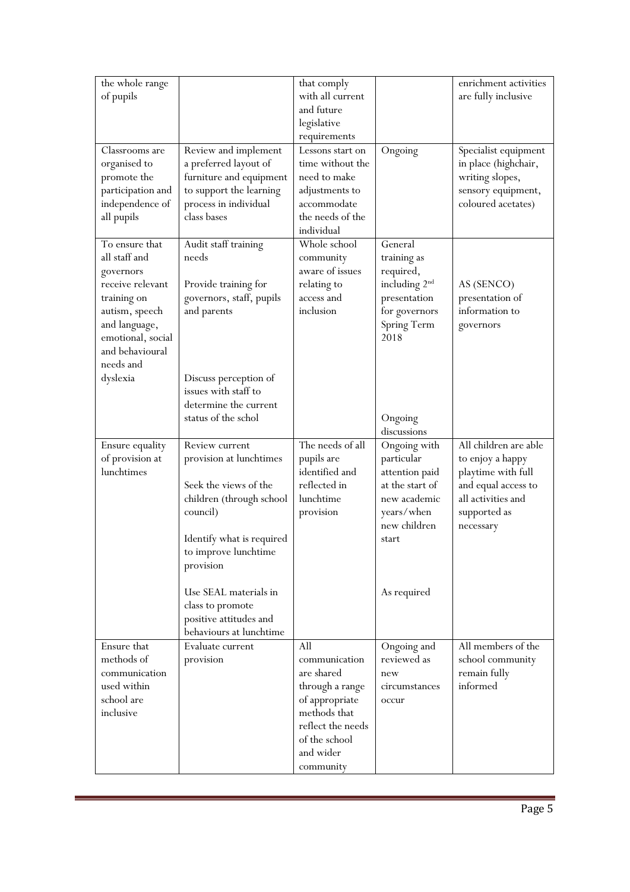| | | | | |
|---|---|---|---|---|
| the whole range of pupils | | that comply with all current and future legislative requirements | | enrichment activities are fully inclusive |
| Classrooms are organised to promote the participation and independence of all pupils | Review and implement a preferred layout of furniture and equipment to support the learning process in individual class bases | Lessons start on time without the need to make adjustments to accommodate the needs of the individual | Ongoing | Specialist equipment in place (highchair, writing slopes, sensory equipment, coloured acetates) |
| To ensure that all staff and governors receive relevant training on autism, speech and language, emotional, social and behavioural needs and dyslexia | Audit staff training needs<br><br>Provide training for governors, staff, pupils and parents<br><br>Discuss perception of issues with staff to determine the current status of the schol | Whole school community aware of issues relating to access and inclusion | General training as required, including 2nd presentation for governors Spring Term 2018<br><br>Ongoing discussions | AS (SENCO) presentation of information to governors |
| Ensure equality of provision at lunchtimes | Review current provision at lunchtimes<br><br>Seek the views of the children (through school council)<br><br>Identify what is required to improve lunchtime provision<br><br>Use SEAL materials in class to promote positive attitudes and behaviours at lunchtime | The needs of all pupils are identified and reflected in lunchtime provision | Ongoing with particular attention paid at the start of new academic years/when new children start<br><br>As required | All children are able to enjoy a happy playtime with full and equal access to all activities and supported as necessary |
| Ensure that methods of communication used within school are inclusive | Evaluate current provision | All communication are shared through a range of appropriate methods that reflect the needs of the school and wider community | Ongoing and reviewed as new circumstances occur | All members of the school community remain fully informed |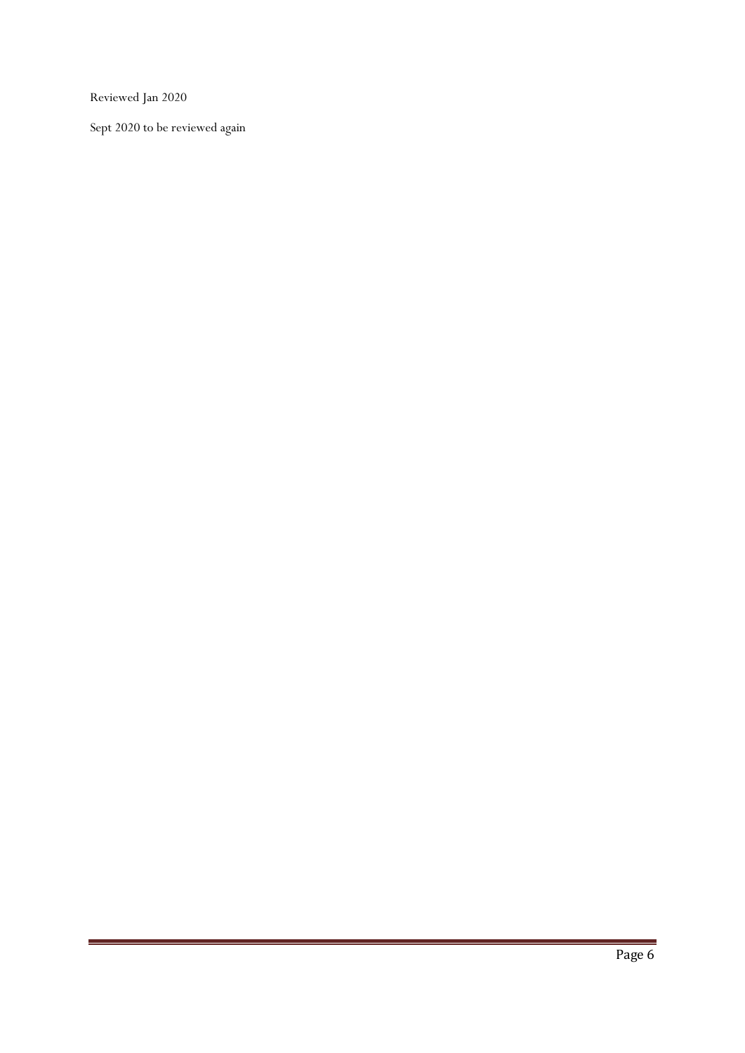Reviewed Jan 2020

Sept 2020 to be reviewed again